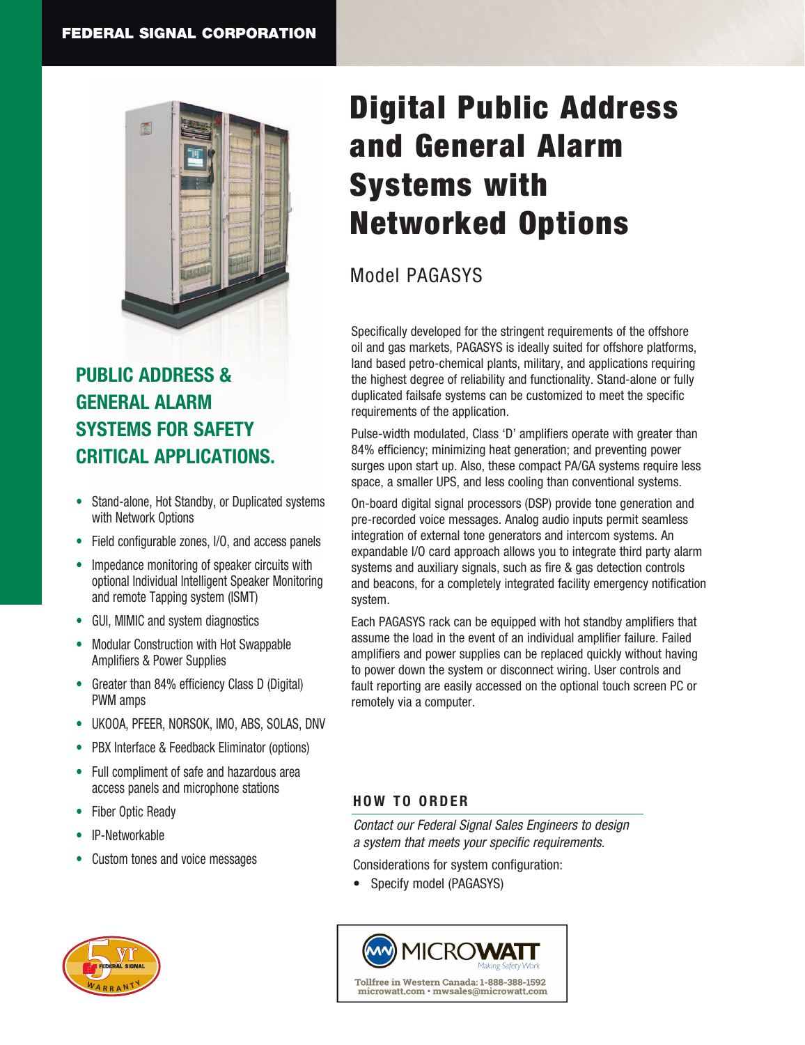FEDERAL SIGNAL CORPORATION

# Digital Public Address and General Alarm Systems with Networked Options

Model PAGASYS

## PUBLIC ADDRESS & GENERAL ALARM SYSTEMS FOR SAFETY CRITICAL APPLICATIONS.

- Stand-alone, Hot Standby, or Duplicated systems with Network Options
- Field configurable zones, I/O, and access panels
- Impedance monitoring of speaker circuits with optional Individual Intelligent Speaker Monitoring and remote Tapping system (ISMT)
- GUI, MIMIC and system diagnostics
- Modular Construction with Hot Swappable Amplifiers & Power Supplies
- Greater than 84% efficiency Class D (Digital) PWM amps
- UKOOA, PFEER, NORSOK, IMO, ABS, SOLAS, DNV
- PBX Interface & Feedback Eliminator (options)
- Full compliment of safe and hazardous area access panels and microphone stations
- Fiber Optic Ready
- IP-Networkable
- Custom tones and voice messages

Specifically developed for the stringent requirements of the offshore oil and gas markets, PAGASYS is ideally suited for offshore platforms, land based petro-chemical plants, military, and applications requiring the highest degree of reliability and functionality. Stand-alone or fully duplicated failsafe systems can be customized to meet the specific requirements of the application.

Pulse-width modulated, Class 'D' amplifiers operate with greater than 84% efficiency; minimizing heat generation; and preventing power surges upon start up. Also, these compact PA/GA systems require less space, a smaller UPS, and less cooling than conventional systems.

On-board digital signal processors (DSP) provide tone generation and pre-recorded voice messages. Analog audio inputs permit seamless integration of external tone generators and intercom systems. An expandable I/O card approach allows you to integrate third party alarm systems and auxiliary signals, such as fire & gas detection controls and beacons, for a completely integrated facility emergency notification system.

Each PAGASYS rack can be equipped with hot standby amplifiers that assume the load in the event of an individual amplifier failure. Failed amplifiers and power supplies can be replaced quickly without having to power down the system or disconnect wiring. User controls and fault reporting are easily accessed on the optional touch screen PC or remotely via a computer.

### HOW TO ORDER

*Contact our Federal Signal Sales Engineers to design a system that meets your specific requirements.*

Considerations for system configuration:

- Specify model (PAGASYS)

5 yr FEDERAL SIGNAL WARRANTY

MICROWATT *Making Safety Work*

Tollfree in Western Canada: 1-888-388-1592
microwatt.com • mwsales@microwatt.com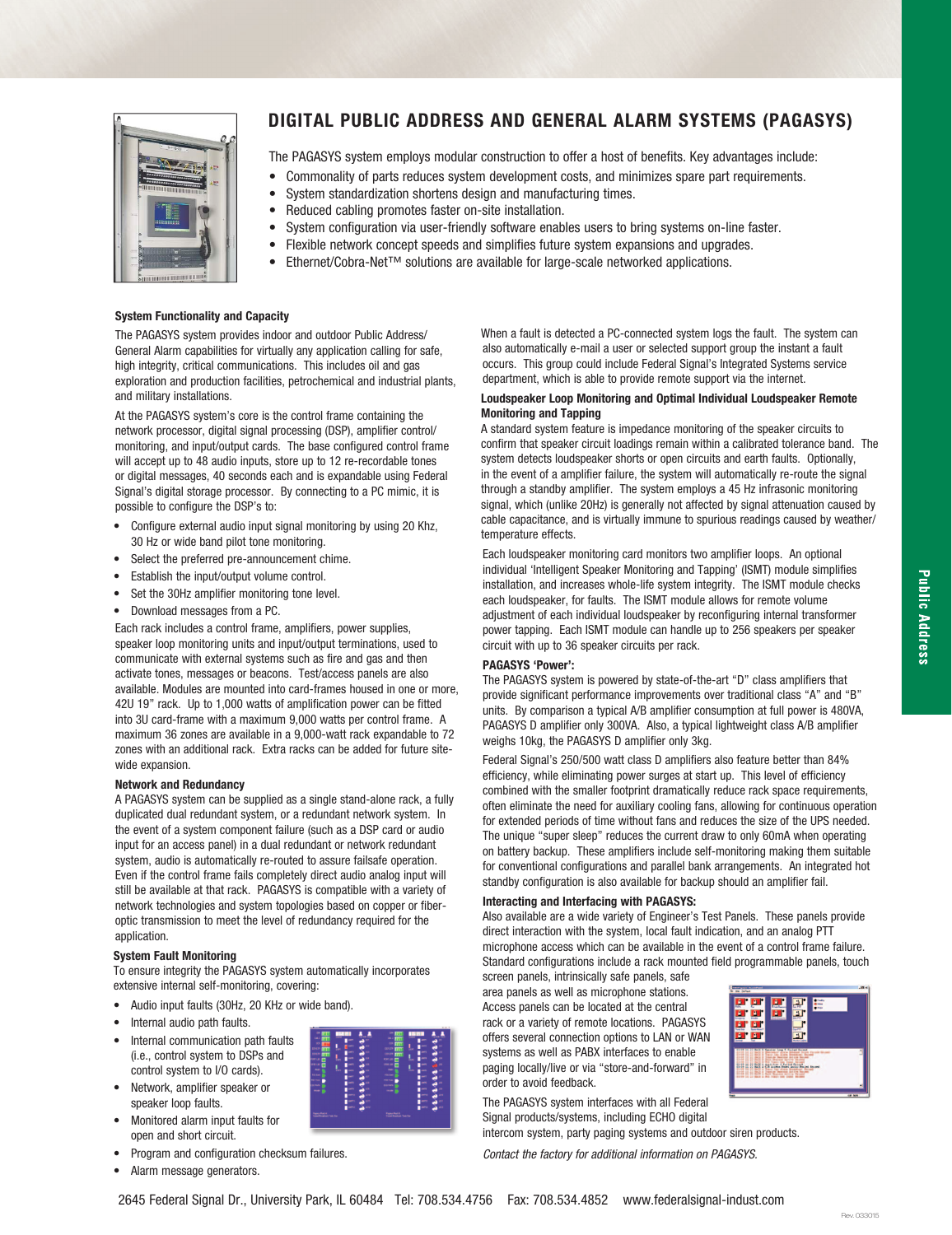# DIGITAL PUBLIC ADDRESS AND GENERAL ALARM SYSTEMS (PAGASYS)

The PAGASYS system employs modular construction to offer a host of benefits. Key advantages include:

- Commonality of parts reduces system development costs, and minimizes spare part requirements.
- System standardization shortens design and manufacturing times.
- Reduced cabling promotes faster on-site installation.
- System configuration via user-friendly software enables users to bring systems on-line faster.
- Flexible network concept speeds and simplifies future system expansions and upgrades.
- Ethernet/Cobra-Net™ solutions are available for large-scale networked applications.

### System Functionality and Capacity

The PAGASYS system provides indoor and outdoor Public Address/ General Alarm capabilities for virtually any application calling for safe, high integrity, critical communications. This includes oil and gas exploration and production facilities, petrochemical and industrial plants, and military installations.

At the PAGASYS system's core is the control frame containing the network processor, digital signal processing (DSP), amplifier control/ monitoring, and input/output cards. The base configured control frame will accept up to 48 audio inputs, store up to 12 re-recordable tones or digital messages, 40 seconds each and is expandable using Federal Signal's digital storage processor. By connecting to a PC mimic, it is possible to configure the DSP's to:

- Configure external audio input signal monitoring by using 20 Khz, 30 Hz or wide band pilot tone monitoring.
- Select the preferred pre-announcement chime.
- Establish the input/output volume control.
- Set the 30Hz amplifier monitoring tone level.
- Download messages from a PC.

Each rack includes a control frame, amplifiers, power supplies, speaker loop monitoring units and input/output terminations, used to communicate with external systems such as fire and gas and then activate tones, messages or beacons. Test/access panels are also available. Modules are mounted into card-frames housed in one or more, 42U 19" rack. Up to 1,000 watts of amplification power can be fitted into 3U card-frame with a maximum 9,000 watts per control frame. A maximum 36 zones are available in a 9,000-watt rack expandable to 72 zones with an additional rack. Extra racks can be added for future site-wide expansion.

### Network and Redundancy

A PAGASYS system can be supplied as a single stand-alone rack, a fully duplicated dual redundant system, or a redundant network system. In the event of a system component failure (such as a DSP card or audio input for an access panel) in a dual redundant or network redundant system, audio is automatically re-routed to assure failsafe operation. Even if the control frame fails completely direct audio analog input will still be available at that rack. PAGASYS is compatible with a variety of network technologies and system topologies based on copper or fiber-optic transmission to meet the level of redundancy required for the application.

### System Fault Monitoring

To ensure integrity the PAGASYS system automatically incorporates extensive internal self-monitoring, covering:

- Audio input faults (30Hz, 20 KHz or wide band).
- Internal audio path faults.
- Internal communication path faults (i.e., control system to DSPs and control system to I/O cards).
- Network, amplifier speaker or speaker loop faults.
- Monitored alarm input faults for open and short circuit.
- Program and configuration checksum failures.
- Alarm message generators.

When a fault is detected a PC-connected system logs the fault. The system can also automatically e-mail a user or selected support group the instant a fault occurs. This group could include Federal Signal's Integrated Systems service department, which is able to provide remote support via the internet.

### Loudspeaker Loop Monitoring and Optimal Individual Loudspeaker Remote Monitoring and Tapping

A standard system feature is impedance monitoring of the speaker circuits to confirm that speaker circuit loadings remain within a calibrated tolerance band. The system detects loudspeaker shorts or open circuits and earth faults. Optionally, in the event of a amplifier failure, the system will automatically re-route the signal through a standby amplifier. The system employs a 45 Hz infrasonic monitoring signal, which (unlike 20Hz) is generally not affected by signal attenuation caused by cable capacitance, and is virtually immune to spurious readings caused by weather/ temperature effects.

Each loudspeaker monitoring card monitors two amplifier loops. An optional individual 'Intelligent Speaker Monitoring and Tapping' (ISMT) module simplifies installation, and increases whole-life system integrity. The ISMT module checks each loudspeaker, for faults. The ISMT module allows for remote volume adjustment of each individual loudspeaker by reconfiguring internal transformer power tapping. Each ISMT module can handle up to 256 speakers per speaker circuit with up to 36 speaker circuits per rack.

### PAGASYS 'Power':

The PAGASYS system is powered by state-of-the-art "D" class amplifiers that provide significant performance improvements over traditional class "A" and "B" units. By comparison a typical A/B amplifier consumption at full power is 480VA, PAGASYS D amplifier only 300VA. Also, a typical lightweight class A/B amplifier weighs 10kg, the PAGASYS D amplifier only 3kg.

Federal Signal's 250/500 watt class D amplifiers also feature better than 84% efficiency, while eliminating power surges at start up. This level of efficiency combined with the smaller footprint dramatically reduce rack space requirements, often eliminate the need for auxiliary cooling fans, allowing for continuous operation for extended periods of time without fans and reduces the size of the UPS needed. The unique "super sleep" reduces the current draw to only 60mA when operating on battery backup. These amplifiers include self-monitoring making them suitable for conventional configurations and parallel bank arrangements. An integrated hot standby configuration is also available for backup should an amplifier fail.

### Interacting and Interfacing with PAGASYS:

Also available are a wide variety of Engineer's Test Panels. These panels provide direct interaction with the system, local fault indication, and an analog PTT microphone access which can be available in the event of a control frame failure. Standard configurations include a rack mounted field programmable panels, touch screen panels, intrinsically safe panels, safe area panels as well as microphone stations. Access panels can be located at the central rack or a variety of remote locations. PAGASYS offers several connection options to LAN or WAN systems as well as PABX interfaces to enable paging locally/live or via "store-and-forward" in order to avoid feedback.

The PAGASYS system interfaces with all Federal Signal products/systems, including ECHO digital intercom system, party paging systems and outdoor siren products.

*Contact the factory for additional information on PAGASYS.*

2645 Federal Signal Dr., University Park, IL 60484 Tel: 708.534.4756 Fax: 708.534.4852 www.federalsignal-indust.com

Rev. 033015